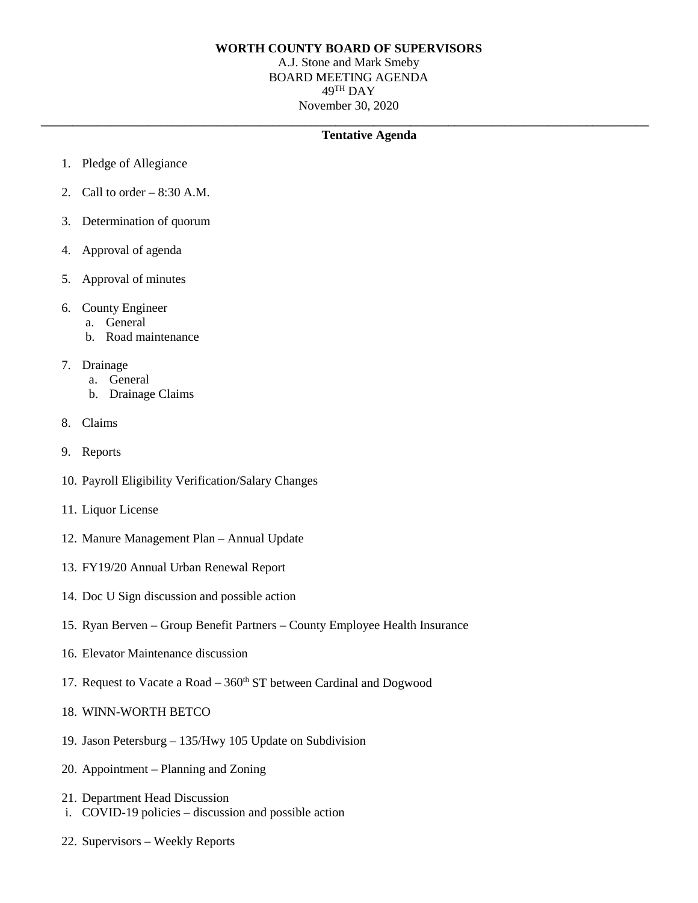**WORTH COUNTY BOARD OF SUPERVISORS**

A.J. Stone and Mark Smeby

BOARD MEETING AGENDA

49TH DAY

November 30, 2020

---

**Tentative Agenda**

1. Pledge of Allegiance
2. Call to order – 8:30 A.M.
3. Determination of quorum
4. Approval of agenda
5. Approval of minutes
6. County Engineer
   a. General
   b. Road maintenance
7. Drainage
   a. General
   b. Drainage Claims
8. Claims
9. Reports
10. Payroll Eligibility Verification/Salary Changes
11. Liquor License
12. Manure Management Plan – Annual Update
13. FY19/20 Annual Urban Renewal Report
14. Doc U Sign discussion and possible action
15. Ryan Berven – Group Benefit Partners – County Employee Health Insurance
16. Elevator Maintenance discussion
17. Request to Vacate a Road – 360th ST between Cardinal and Dogwood
18. WINN-WORTH BETCO
19. Jason Petersburg – 135/Hwy 105 Update on Subdivision
20. Appointment – Planning and Zoning
21. Department Head Discussion
    i. COVID-19 policies – discussion and possible action
22. Supervisors – Weekly Reports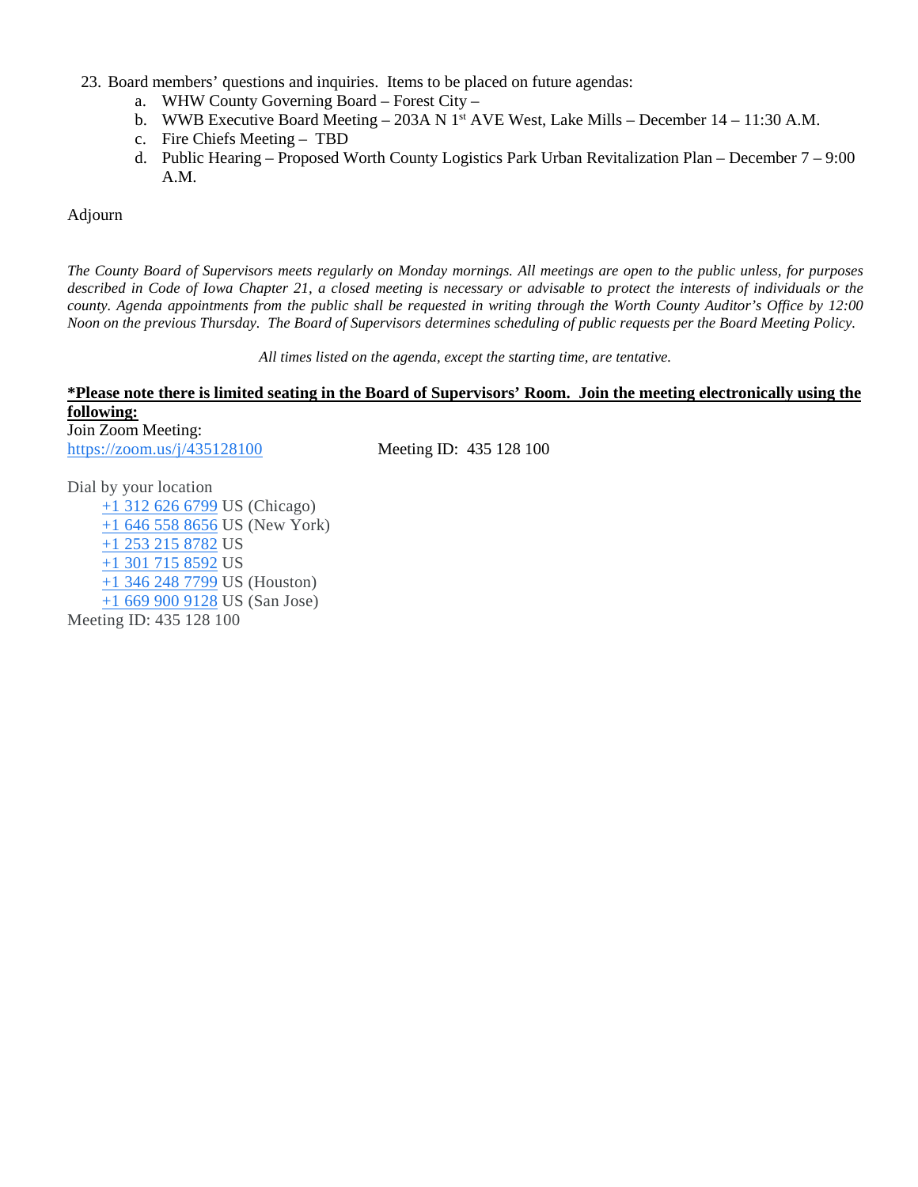23. Board members' questions and inquiries. Items to be placed on future agendas:
    a. WHW County Governing Board – Forest City –
    b. WWB Executive Board Meeting – 203A N 1st AVE West, Lake Mills – December 14 – 11:30 A.M.
    c. Fire Chiefs Meeting – TBD
    d. Public Hearing – Proposed Worth County Logistics Park Urban Revitalization Plan – December 7 – 9:00 A.M.

Adjourn

*The County Board of Supervisors meets regularly on Monday mornings. All meetings are open to the public unless, for purposes described in Code of Iowa Chapter 21, a closed meeting is necessary or advisable to protect the interests of individuals or the county. Agenda appointments from the public shall be requested in writing through the Worth County Auditor's Office by 12:00 Noon on the previous Thursday. The Board of Supervisors determines scheduling of public requests per the Board Meeting Policy.*

*All times listed on the agenda, except the starting time, are tentative.*

**\*Please note there is limited seating in the Board of Supervisors' Room. Join the meeting electronically using the following:**

Join Zoom Meeting:
https://zoom.us/j/435128100 Meeting ID: 435 128 100

Dial by your location
+1 312 626 6799 US (Chicago)
+1 646 558 8656 US (New York)
+1 253 215 8782 US
+1 301 715 8592 US
+1 346 248 7799 US (Houston)
+1 669 900 9128 US (San Jose)
Meeting ID: 435 128 100